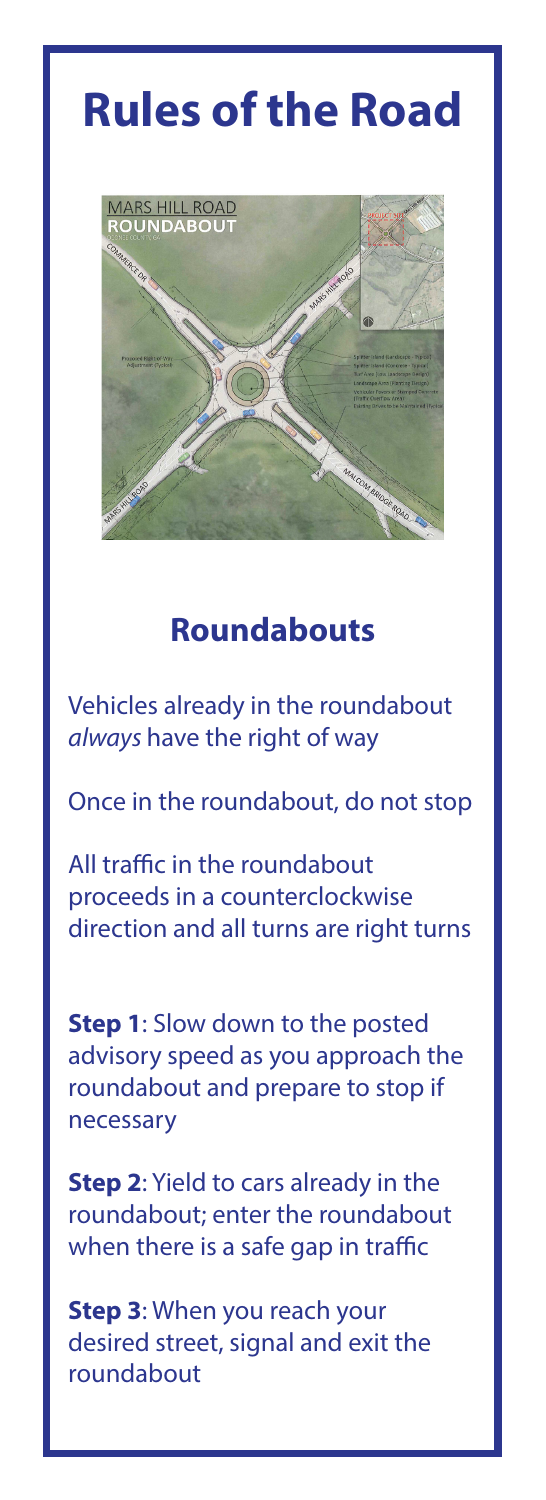# Rules of the Road

## Roundabouts

Vehicles already in the roundabout *always* have the right of way

Once in the roundabout, do not stop

All traffic in the roundabout proceeds in a counterclockwise direction and all turns are right turns

**Step 1**: Slow down to the posted advisory speed as you approach the roundabout and prepare to stop if necessary

**Step 2**: Yield to cars already in the roundabout; enter the roundabout when there is a safe gap in traffic

**Step 3**: When you reach your desired street, signal and exit the roundabout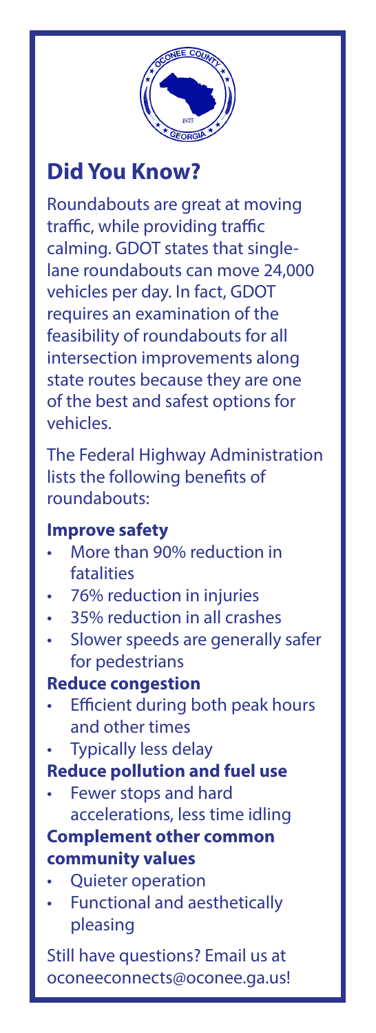## Did You Know?

Roundabouts are great at moving traffic, while providing traffic calming. GDOT states that single-lane roundabouts can move 24,000 vehicles per day. In fact, GDOT requires an examination of the feasibility of roundabouts for all intersection improvements along state routes because they are one of the best and safest options for vehicles.

The Federal Highway Administration lists the following benefits of roundabouts:

**Improve safety**

- More than 90% reduction in fatalities
- 76% reduction in injuries
- 35% reduction in all crashes
- Slower speeds are generally safer for pedestrians

**Reduce congestion**

- Efficient during both peak hours and other times
- Typically less delay

**Reduce pollution and fuel use**

- Fewer stops and hard accelerations, less time idling

**Complement other common community values**

- Quieter operation
- Functional and aesthetically pleasing

Still have questions? Email us at oconeeconnects@oconee.ga.us!